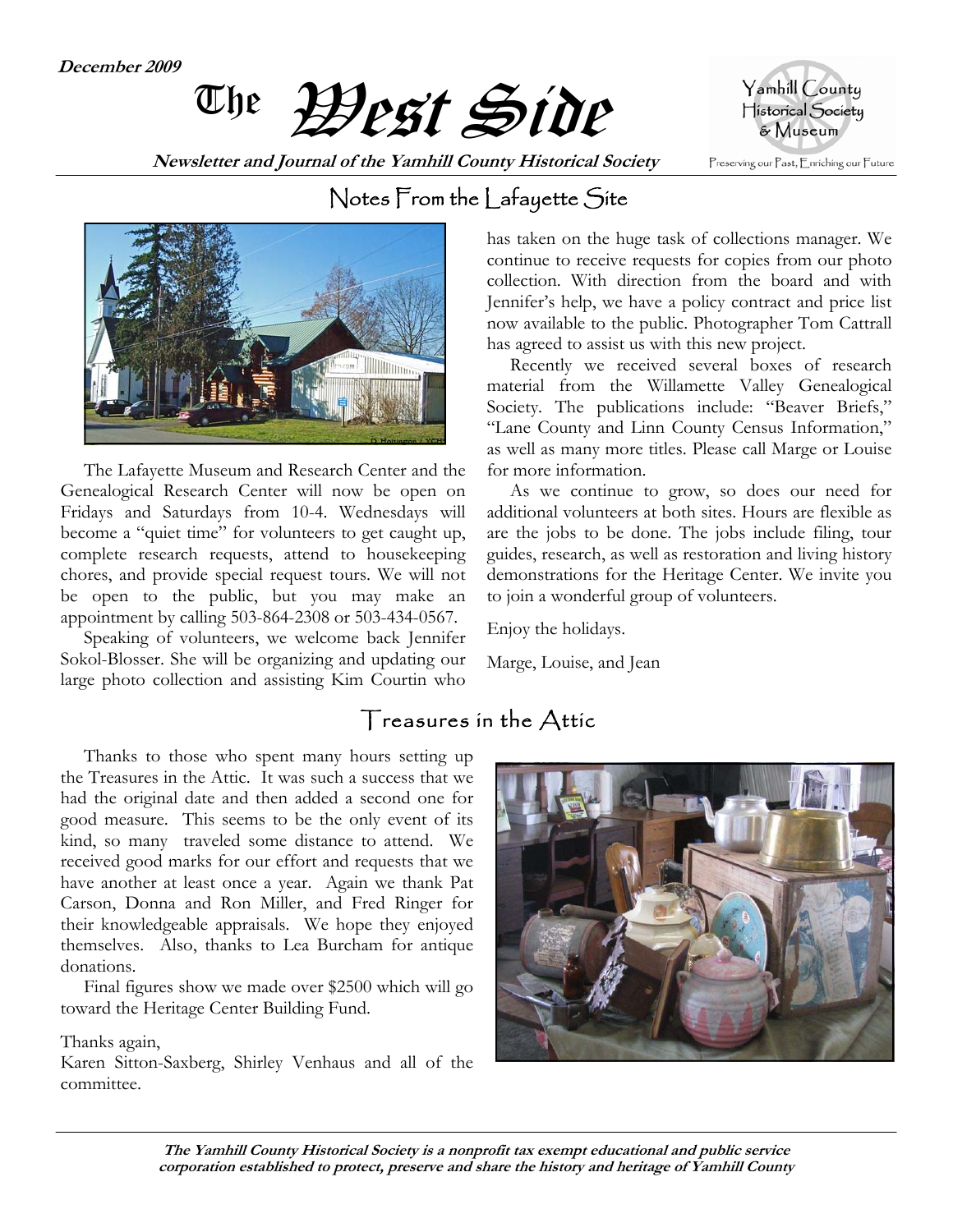**December 2009**

# The West Side

**Newsletter and Journal of the Yamhill County Historical Society**

Yamhill County Historical Society & Museum

Preserving our Past, Enriching our Future

## Notes From the Lafayette Site

The Lafayette Museum and Research Center and the Genealogical Research Center will now be open on Fridays and Saturdays from 10-4. Wednesdays will become a "quiet time" for volunteers to get caught up, complete research requests, attend to housekeeping chores, and provide special request tours. We will not be open to the public, but you may make an appointment by calling 503-864-2308 or 503-434-0567.

Speaking of volunteers, we welcome back Jennifer Sokol-Blosser. She will be organizing and updating our large photo collection and assisting Kim Courtin who has taken on the huge task of collections manager. We continue to receive requests for copies from our photo collection. With direction from the board and with Jennifer's help, we have a policy contract and price list now available to the public. Photographer Tom Cattrall has agreed to assist us with this new project.

Recently we received several boxes of research material from the Willamette Valley Genealogical Society. The publications include: "Beaver Briefs," "Lane County and Linn County Census Information," as well as many more titles. Please call Marge or Louise for more information.

As we continue to grow, so does our need for additional volunteers at both sites. Hours are flexible as are the jobs to be done. The jobs include filing, tour guides, research, as well as restoration and living history demonstrations for the Heritage Center. We invite you to join a wonderful group of volunteers.

Enjoy the holidays.

Marge, Louise, and Jean

## Treasures in the Attic

Thanks to those who spent many hours setting up the Treasures in the Attic. It was such a success that we had the original date and then added a second one for good measure. This seems to be the only event of its kind, so many traveled some distance to attend. We received good marks for our effort and requests that we have another at least once a year. Again we thank Pat Carson, Donna and Ron Miller, and Fred Ringer for their knowledgeable appraisals. We hope they enjoyed themselves. Also, thanks to Lea Burcham for antique donations.

Final figures show we made over $2500 which will go toward the Heritage Center Building Fund.

Thanks again,
Karen Sitton-Saxberg, Shirley Venhaus and all of the committee.

***The Yamhill County Historical Society is a nonprofit tax exempt educational and public service corporation established to protect, preserve and share the history and heritage of Yamhill County***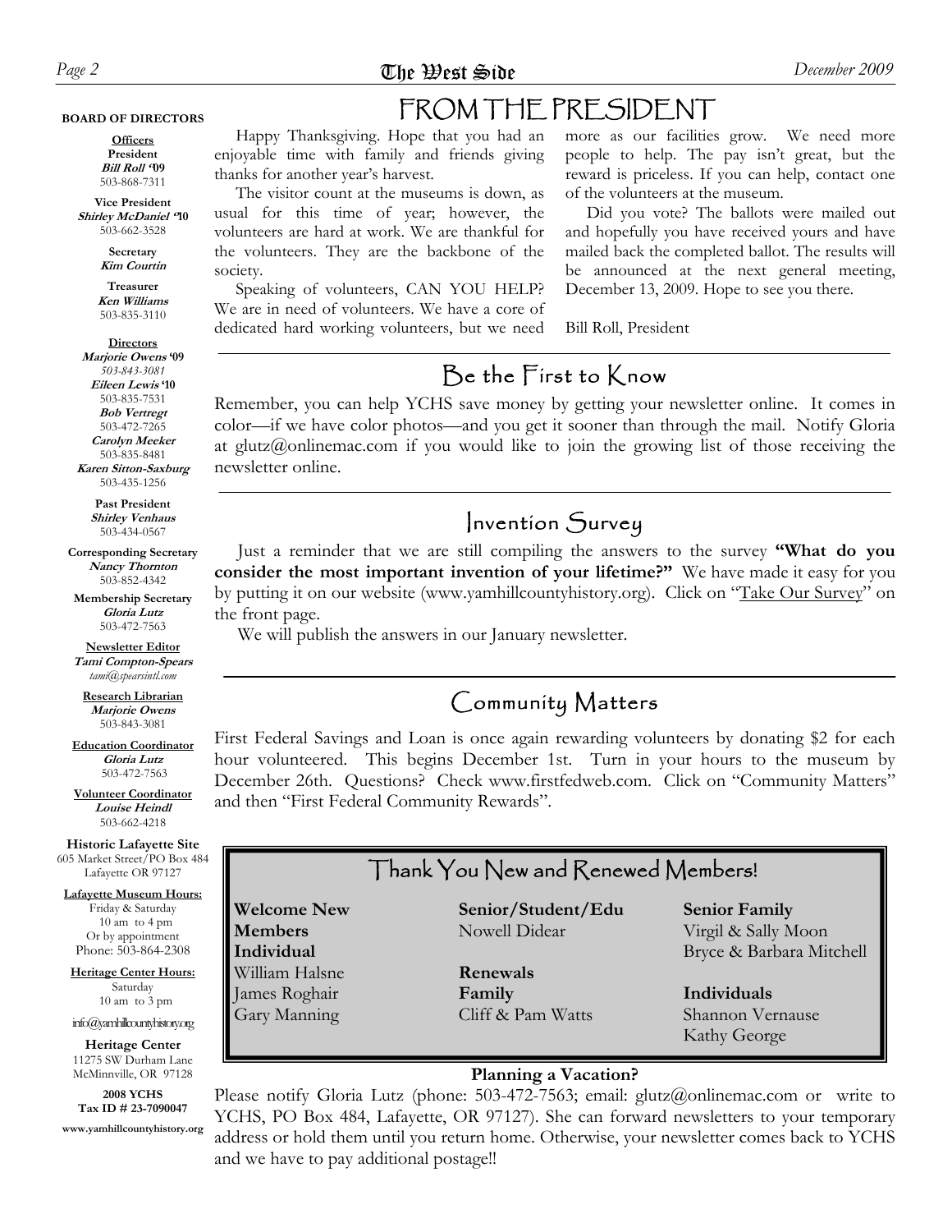## FROM THE PRESIDENT

Happy Thanksgiving. Hope that you had an enjoyable time with family and friends giving thanks for another year's harvest.

The visitor count at the museums is down, as usual for this time of year; however, the volunteers are hard at work. We are thankful for the volunteers. They are the backbone of the society.

Speaking of volunteers, CAN YOU HELP? We are in need of volunteers. We have a core of dedicated hard working volunteers, but we need more as our facilities grow. We need more people to help. The pay isn't great, but the reward is priceless. If you can help, contact one of the volunteers at the museum.

Did you vote? The ballots were mailed out and hopefully you have received yours and have mailed back the completed ballot. The results will be announced at the next general meeting, December 13, 2009. Hope to see you there.

Bill Roll, President

## Be the First to Know

Remember, you can help YCHS save money by getting your newsletter online. It comes in color—if we have color photos—and you get it sooner than through the mail. Notify Gloria at glutz@onlinemac.com if you would like to join the growing list of those receiving the newsletter online.

## Invention Survey

Just a reminder that we are still compiling the answers to the survey **"What do you consider the most important invention of your lifetime?"** We have made it easy for you by putting it on our website (www.yamhillcountyhistory.org). Click on "Take Our Survey" on the front page.

We will publish the answers in our January newsletter.

## Community Matters

First Federal Savings and Loan is once again rewarding volunteers by donating $2 for each hour volunteered. This begins December 1st. Turn in your hours to the museum by December 26th. Questions? Check www.firstfedweb.com. Click on "Community Matters" and then "First Federal Community Rewards".

## Thank You New and Renewed Members!

**Welcome New Members**

**Individual**
William Halsne
James Roghair
Gary Manning

**Senior/Student/Edu**
Nowell Didear

**Renewals**

**Family**
Cliff & Pam Watts

**Senior Family**
Virgil & Sally Moon
Bryce & Barbara Mitchell

**Individuals**
Shannon Vernause
Kathy George

**Planning a Vacation?**

Please notify Gloria Lutz (phone: 503-472-7563; email: glutz@onlinemac.com or write to YCHS, PO Box 484, Lafayette, OR 97127). She can forward newsletters to your temporary address or hold them until you return home. Otherwise, your newsletter comes back to YCHS and we have to pay additional postage!!

---

**BOARD OF DIRECTORS**

**Officers**

**President**
*Bill Roll* '09
503-868-7311

**Vice President**
*Shirley McDaniel* '10
503-662-3528

**Secretary**
*Kim Courtin*

**Treasurer**
*Ken Williams*
503-835-3110

**Directors**
*Marjorie Owens* '09
503-843-3081
*Eileen Lewis* '10
503-835-7531
*Bob Vertregt*
503-472-7265
*Carolyn Meeker*
503-835-8481
*Karen Sitton-Saxburg*
503-435-1256

**Past President**
*Shirley Venhaus*
503-434-0567

**Corresponding Secretary**
*Nancy Thornton*
503-852-4342

**Membership Secretary**
*Gloria Lutz*
503-472-7563

**Newsletter Editor**
*Tami Compton-Spears*
tami@spearsintl.com

**Research Librarian**
*Marjorie Owens*
503-843-3081

**Education Coordinator**
*Gloria Lutz*
503-472-7563

**Volunteer Coordinator**
*Louise Heindl*
503-662-4218

**Historic Lafayette Site**
605 Market Street/PO Box 484
Lafayette OR 97127

**Lafayette Museum Hours:**
Friday & Saturday
10 am to 4 pm
Or by appointment
Phone: 503-864-2308

**Heritage Center Hours:**
Saturday
10 am to 3 pm

info@yamhillcountyhistory.org

**Heritage Center**
11275 SW Durham Lane
McMinnville, OR 97128

**2008 YCHS**
**Tax ID # 23-7090047**

**www.yamhillcountyhistory.org**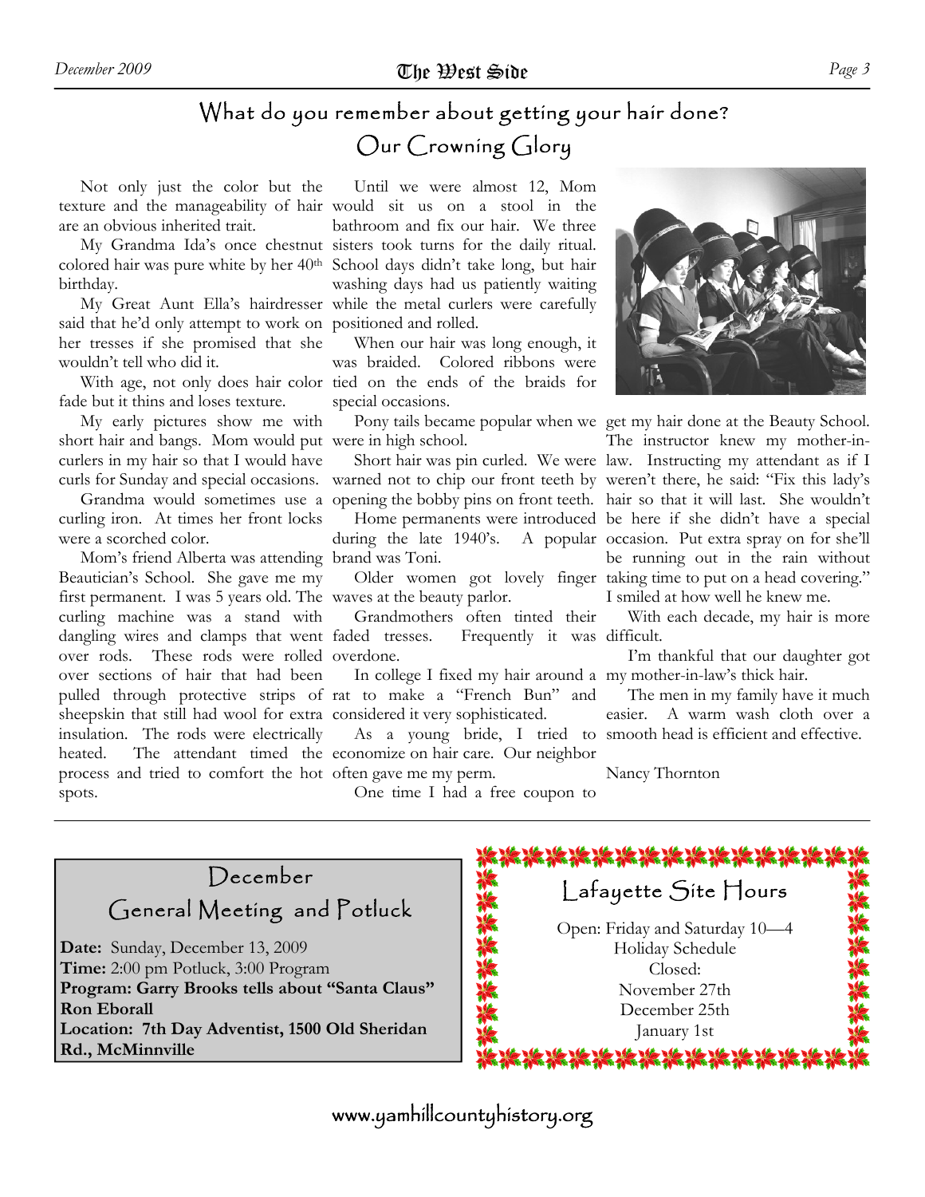## What do you remember about getting your hair done?

# Our Crowning Glory

Not only just the color but the texture and the manageability of hair are an obvious inherited trait.

My Grandma Ida's once chestnut colored hair was pure white by her 40th birthday.

My Great Aunt Ella's hairdresser said that he'd only attempt to work on her tresses if she promised that she wouldn't tell who did it.

With age, not only does hair color fade but it thins and loses texture.

My early pictures show me with short hair and bangs. Mom would put curlers in my hair so that I would have curls for Sunday and special occasions.

Grandma would sometimes use a curling iron. At times her front locks were a scorched color.

Mom's friend Alberta was attending Beautician's School. She gave me my first permanent. I was 5 years old. The curling machine was a stand with dangling wires and clamps that went over rods. These rods were rolled over sections of hair that had been pulled through protective strips of sheepskin that still had wool for extra insulation. The rods were electrically heated. The attendant timed the process and tried to comfort the hot spots.

Until we were almost 12, Mom would sit us on a stool in the bathroom and fix our hair. We three sisters took turns for the daily ritual. School days didn't take long, but hair washing days had us patiently waiting while the metal curlers were carefully positioned and rolled.

When our hair was long enough, it was braided. Colored ribbons were tied on the ends of the braids for special occasions.

Pony tails became popular when we were in high school.

Short hair was pin curled. We were warned not to chip our front teeth by opening the bobby pins on front teeth.

Home permanents were introduced during the late 1940's. A popular brand was Toni.

Older women got lovely finger waves at the beauty parlor.

Grandmothers often tinted their faded tresses. Frequently it was overdone.

In college I fixed my hair around a rat to make a "French Bun" and considered it very sophisticated.

As a young bride, I tried to economize on hair care. Our neighbor often gave me my perm.

One time I had a free coupon to get my hair done at the Beauty School. The instructor knew my mother-in-law. Instructing my attendant as if I weren't there, he said: "Fix this lady's hair so that it will last. She wouldn't be here if she didn't have a special occasion. Put extra spray on for she'll be running out in the rain without taking time to put on a head covering." I smiled at how well he knew me.

With each decade, my hair is more difficult.

I'm thankful that our daughter got my mother-in-law's thick hair.

The men in my family have it much easier. A warm wash cloth over a smooth head is efficient and effective.

Nancy Thornton

---

## December General Meeting and Potluck

**Date:** Sunday, December 13, 2009
**Time:** 2:00 pm Potluck, 3:00 Program
**Program: Garry Brooks tells about "Santa Claus" Ron Eborall**
**Location: 7th Day Adventist, 1500 Old Sheridan Rd., McMinnville**

---

## Lafayette Site Hours

Open: Friday and Saturday 10—4
Holiday Schedule
Closed:
November 27th
December 25th
January 1st

www.yamhillcountyhistory.org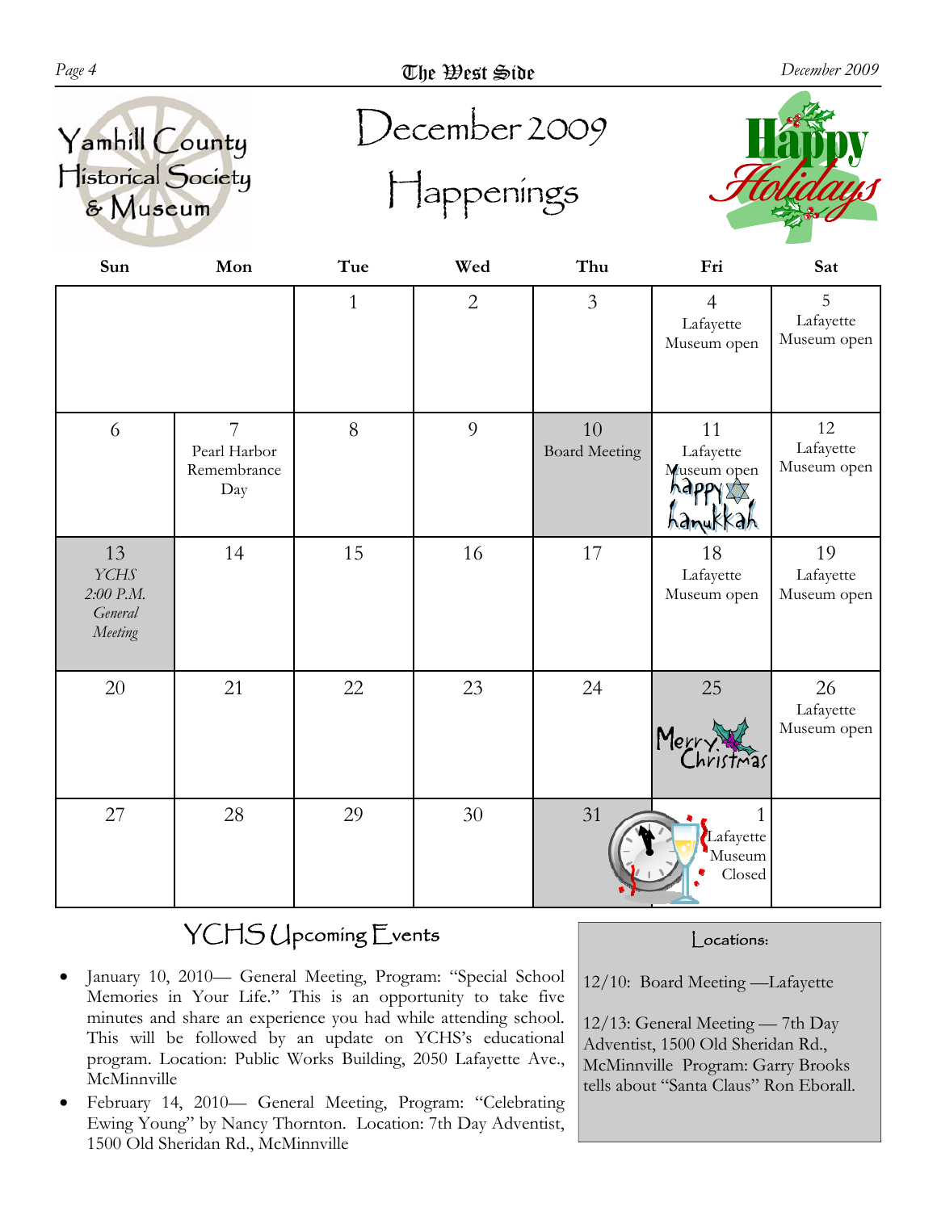Yamhill County Historical Society & Museum

# December 2009 Happenings

Happy Holidays

| Sun | Mon | Tue | Wed | Thu | Fri | Sat |
|---|---|---|---|---|---|---|
| | | 1 | 2 | 3 | 4 Lafayette Museum open | 5 Lafayette Museum open |
| 6 | 7 Pearl Harbor Remembrance Day | 8 | 9 | 10 Board Meeting | 11 Lafayette Museum open happy hanukkah | 12 Lafayette Museum open |
| 13 *YCHS 2:00 P.M. General Meeting* | 14 | 15 | 16 | 17 | 18 Lafayette Museum open | 19 Lafayette Museum open |
| 20 | 21 | 22 | 23 | 24 | 25 Merry Christmas | 26 Lafayette Museum open |
| 27 | 28 | 29 | 30 | 31 | 1 Lafayette Museum Closed | |

## YCHS Upcoming Events

- January 10, 2010— General Meeting, Program: "Special School Memories in Your Life." This is an opportunity to take five minutes and share an experience you had while attending school. This will be followed by an update on YCHS's educational program. Location: Public Works Building, 2050 Lafayette Ave., McMinnville
- February 14, 2010— General Meeting, Program: "Celebrating Ewing Young" by Nancy Thornton. Location: 7th Day Adventist, 1500 Old Sheridan Rd., McMinnville

### Locations:

12/10: Board Meeting —Lafayette

12/13: General Meeting — 7th Day Adventist, 1500 Old Sheridan Rd., McMinnville Program: Garry Brooks tells about "Santa Claus" Ron Eborall.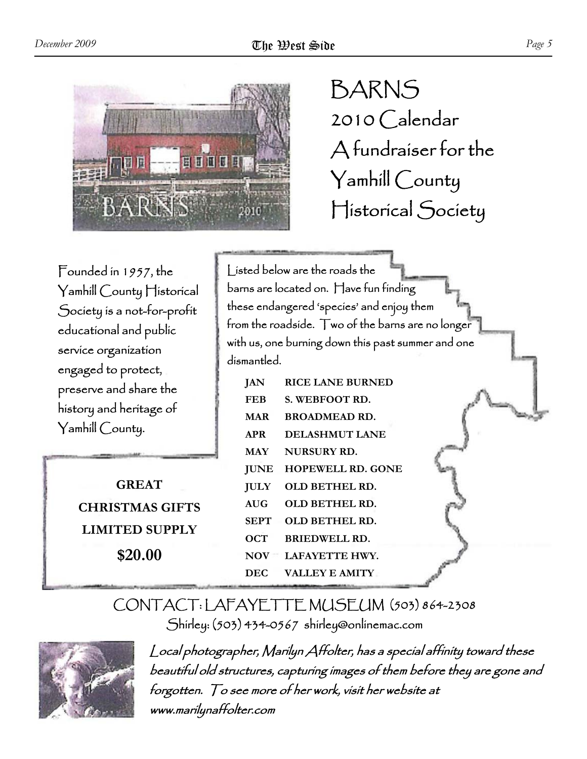# BARNS

## 2010 Calendar

## A fundraiser for the Yamhill County Historical Society

Founded in 1957, the Yamhill County Historical Society is a not-for-profit educational and public service organization engaged to protect, preserve and share the history and heritage of Yamhill County.

Listed below are the roads the barns are located on. Have fun finding these endangered 'species' and enjoy them from the roadside. Two of the barns are no longer with us, one burning down this past summer and one dismantled.

| | |
|---|---|
| **JAN** | **RICE LANE BURNED** |
| **FEB** | **S. WEBFOOT RD.** |
| **MAR** | **BROADMEAD RD.** |
| **APR** | **DELASHMUT LANE** |
| **MAY** | **NURSURY RD.** |
| **JUNE** | **HOPEWELL RD. GONE** |
| **JULY** | **OLD BETHEL RD.** |
| **AUG** | **OLD BETHEL RD.** |
| **SEPT** | **OLD BETHEL RD.** |
| **OCT** | **BRIEDWELL RD.** |
| **NOV** | **LAFAYETTE HWY.** |
| **DEC** | **VALLEY E AMITY** |

**GREAT CHRISTMAS GIFTS**

**LIMITED SUPPLY**

**$20.00**

CONTACT: LAFAYETTE MUSEUM (503) 864-2308

Shirley: (503) 434-0567 shirley@onlinemac.com

*Local photographer, Marilyn Affolter, has a special affinity toward these beautiful old structures, capturing images of them before they are gone and forgotten. To see more of her work, visit her website at www.marilynaffolter.com*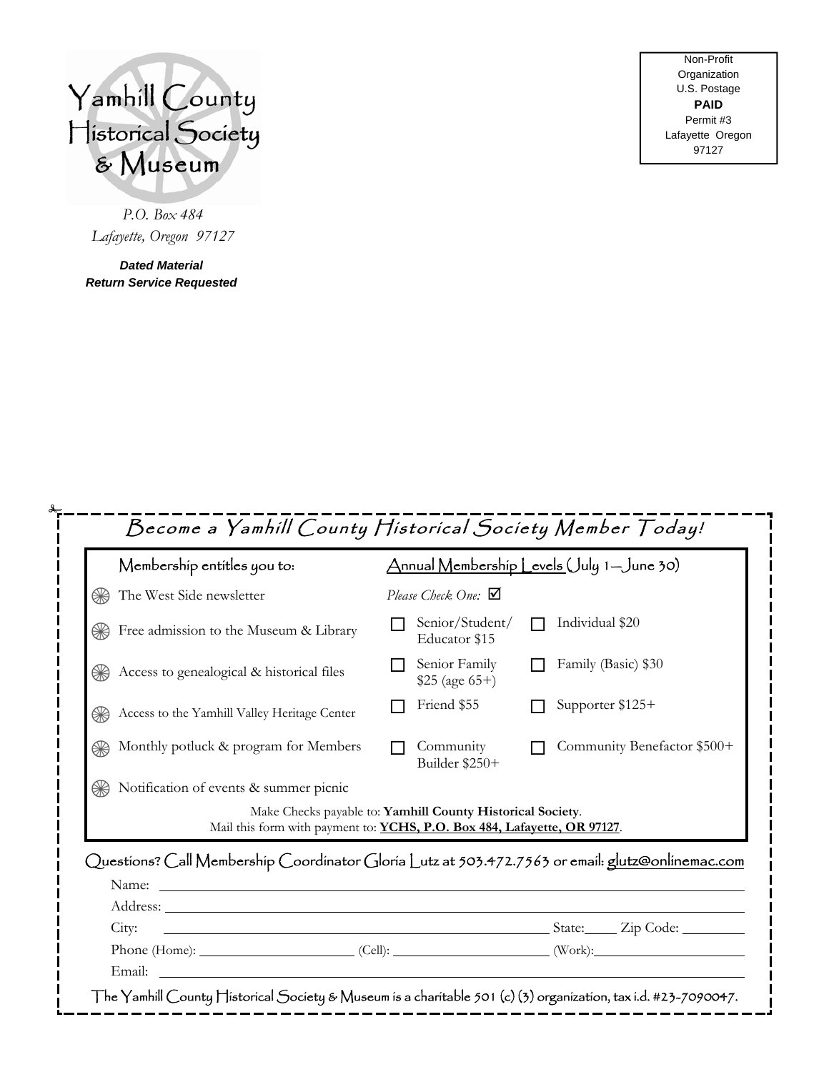# Yamhill County Historical Society & Museum

*P.O. Box 484*
*Lafayette, Oregon 97127*

***Dated Material***
***Return Service Requested***

Non-Profit
Organization
U.S. Postage
**PAID**
Permit #3
Lafayette Oregon
97127

## Become a Yamhill County Historical Society Member Today!

**Membership entitles you to:**

- The West Side newsletter
- Free admission to the Museum & Library
- Access to genealogical & historical files
- Access to the Yamhill Valley Heritage Center
- Monthly potluck & program for Members
- Notification of events & summer picnic

**Annual Membership Levels (July 1—June 30)**

*Please Check One:* ☑

- ☐ Senior/Student/ Educator $15
- ☐ Individual $20
- ☐ Senior Family $25 (age 65+)
- ☐ Family (Basic) $30
- ☐ Friend $55
- ☐ Supporter $125+
- ☐ Community Builder $250+
- ☐ Community Benefactor $500+

Make Checks payable to: **Yamhill County Historical Society**.
Mail this form with payment to: **YCHS, P.O. Box 484, Lafayette, OR 97127**.

Questions? Call Membership Coordinator Gloria Lutz at 503.472.7563 or email: glutz@onlinemac.com

Name: ______________________________

Address: ______________________________

City: ______________________________ State: _____ Zip Code: _________

Phone (Home): ______________ (Cell): ______________ (Work): ______________

Email: ______________________________

The Yamhill County Historical Society & Museum is a charitable 501 (c) (3) organization, tax i.d. #23-7090047.